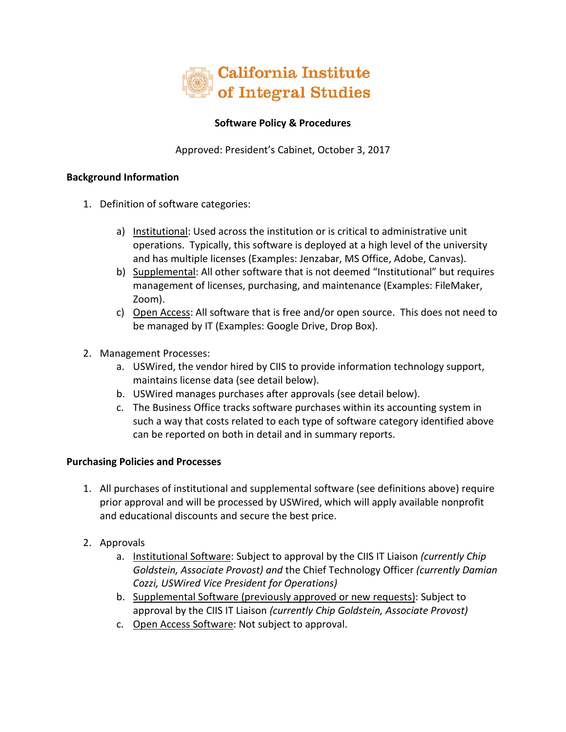California Institute of Integral Studies

# Software Policy & Procedures

Approved: President's Cabinet, October 3, 2017

## Background Information

1. Definition of software categories:

   a) Institutional: Used across the institution or is critical to administrative unit operations. Typically, this software is deployed at a high level of the university and has multiple licenses (Examples: Jenzabar, MS Office, Adobe, Canvas).
   b) Supplemental: All other software that is not deemed "Institutional" but requires management of licenses, purchasing, and maintenance (Examples: FileMaker, Zoom).
   c) Open Access: All software that is free and/or open source. This does not need to be managed by IT (Examples: Google Drive, Drop Box).

2. Management Processes:
   a. USWired, the vendor hired by CIIS to provide information technology support, maintains license data (see detail below).
   b. USWired manages purchases after approvals (see detail below).
   c. The Business Office tracks software purchases within its accounting system in such a way that costs related to each type of software category identified above can be reported on both in detail and in summary reports.

## Purchasing Policies and Processes

1. All purchases of institutional and supplemental software (see definitions above) require prior approval and will be processed by USWired, which will apply available nonprofit and educational discounts and secure the best price.

2. Approvals
   a. Institutional Software: Subject to approval by the CIIS IT Liaison *(currently Chip Goldstein, Associate Provost) and* the Chief Technology Officer *(currently Damian Cozzi, USWired Vice President for Operations)*
   b. Supplemental Software (previously approved or new requests): Subject to approval by the CIIS IT Liaison *(currently Chip Goldstein, Associate Provost)*
   c. Open Access Software: Not subject to approval.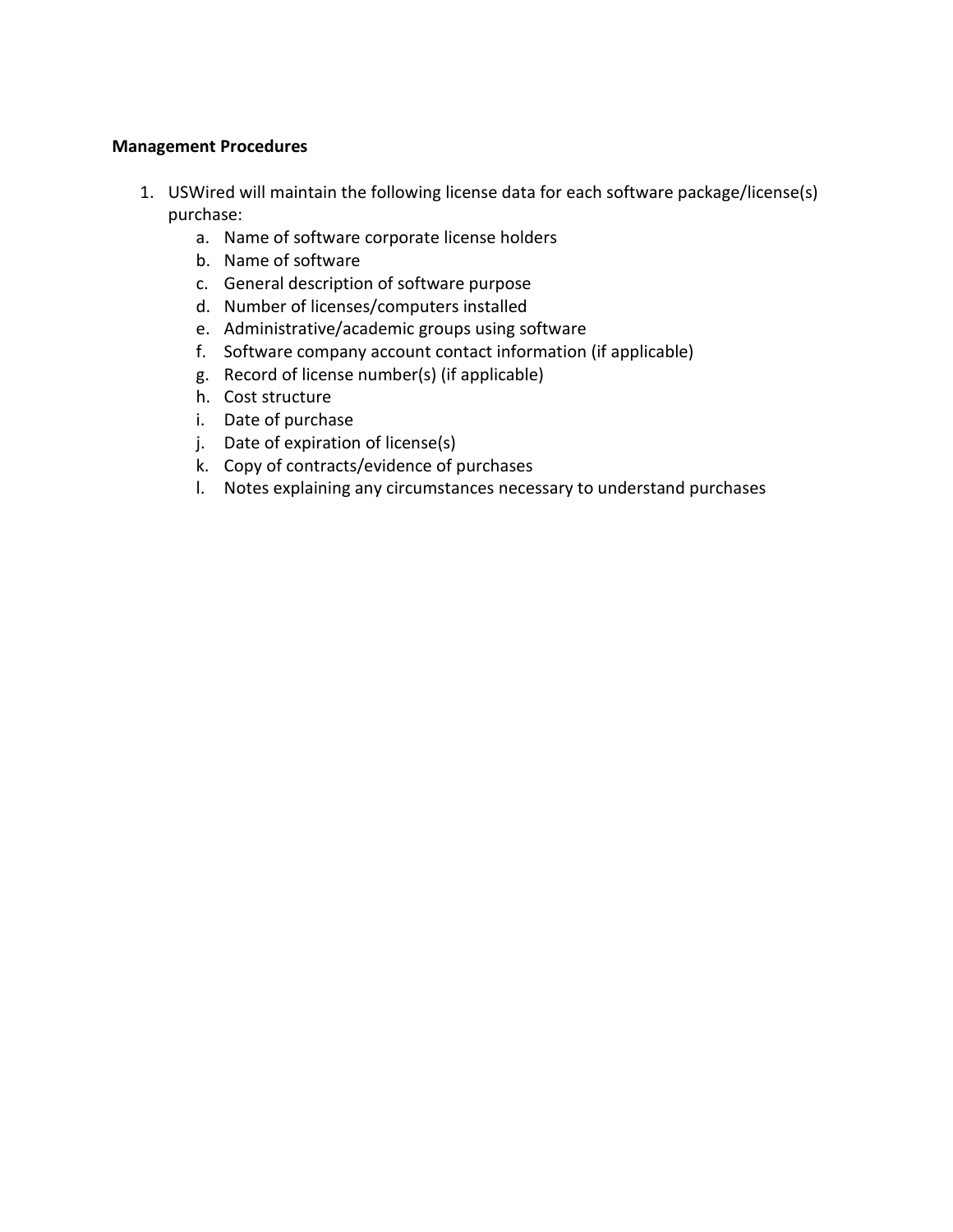**Management Procedures**

1. USWired will maintain the following license data for each software package/license(s) purchase:
   a. Name of software corporate license holders
   b. Name of software
   c. General description of software purpose
   d. Number of licenses/computers installed
   e. Administrative/academic groups using software
   f. Software company account contact information (if applicable)
   g. Record of license number(s) (if applicable)
   h. Cost structure
   i. Date of purchase
   j. Date of expiration of license(s)
   k. Copy of contracts/evidence of purchases
   l. Notes explaining any circumstances necessary to understand purchases